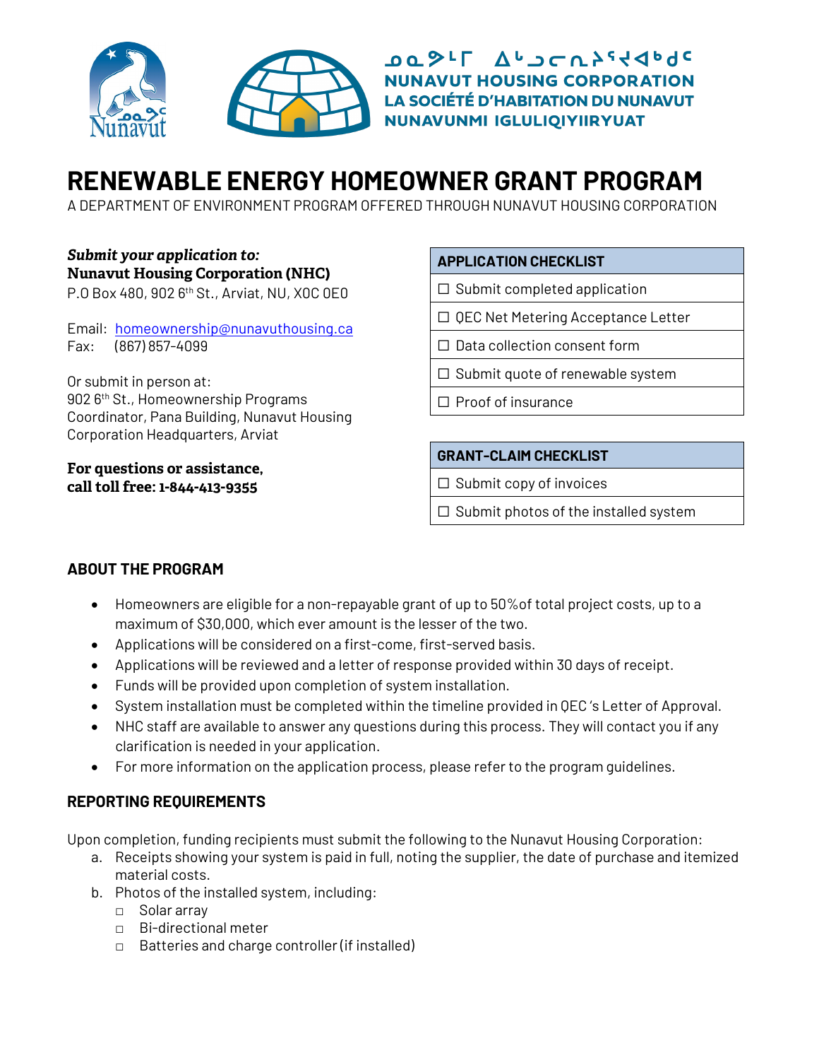ᓄᓇᕗᒻᒥ ᐃᒡᓗᓕᕆᔨᐅᕐᔪᐊᒃᑯᑦ
**NUNAVUT HOUSING CORPORATION**
**LA SOCIÉTÉ D'HABITATION DU NUNAVUT**
**NUNAVUNMI IGLULIQIYIIRYUAT**

# RENEWABLE ENERGY HOMEOWNER GRANT PROGRAM

A DEPARTMENT OF ENVIRONMENT PROGRAM OFFERED THROUGH NUNAVUT HOUSING CORPORATION

***Submit your application to:***
**Nunavut Housing Corporation (NHC)**
P.O Box 480, 902 6th St., Arviat, NU, X0C 0E0

Email: homeownership@nunavuthousing.ca
Fax: (867) 857-4099

Or submit in person at:
902 6th St., Homeownership Programs Coordinator, Pana Building, Nunavut Housing Corporation Headquarters, Arviat

**For questions or assistance, call toll free: 1-844-413-9355**

| APPLICATION CHECKLIST |
|---|
| ☐ Submit completed application |
| ☐ QEC Net Metering Acceptance Letter |
| ☐ Data collection consent form |
| ☐ Submit quote of renewable system |
| ☐ Proof of insurance |

| GRANT-CLAIM CHECKLIST |
|---|
| ☐ Submit copy of invoices |
| ☐ Submit photos of the installed system |

## ABOUT THE PROGRAM

- Homeowners are eligible for a non-repayable grant of up to 50%of total project costs, up to a maximum of $30,000, which ever amount is the lesser of the two.
- Applications will be considered on a first-come, first-served basis.
- Applications will be reviewed and a letter of response provided within 30 days of receipt.
- Funds will be provided upon completion of system installation.
- System installation must be completed within the timeline provided in QEC's Letter of Approval.
- NHC staff are available to answer any questions during this process. They will contact you if any clarification is needed in your application.
- For more information on the application process, please refer to the program guidelines.

## REPORTING REQUIREMENTS

Upon completion, funding recipients must submit the following to the Nunavut Housing Corporation:

a. Receipts showing your system is paid in full, noting the supplier, the date of purchase and itemized material costs.
b. Photos of the installed system, including:
   - ☐ Solar array
   - ☐ Bi-directional meter
   - ☐ Batteries and charge controller (if installed)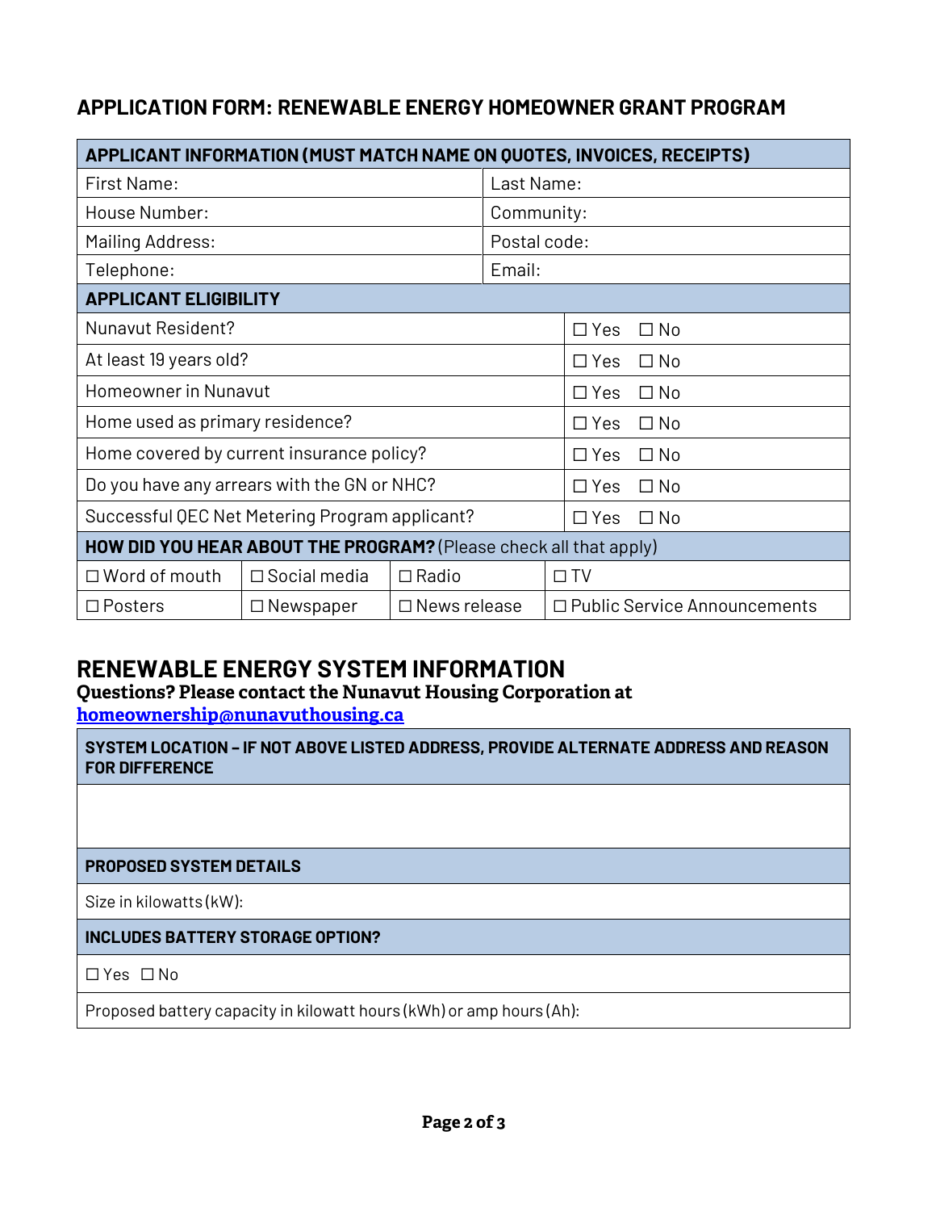## APPLICATION FORM: RENEWABLE ENERGY HOMEOWNER GRANT PROGRAM

| **APPLICANT INFORMATION (MUST MATCH NAME ON QUOTES, INVOICES, RECEIPTS)** | |
|---|---|
| First Name: | Last Name: |
| House Number: | Community: |
| Mailing Address: | Postal code: |
| Telephone: | Email: |

| **APPLICANT ELIGIBILITY** | |
|---|---|
| Nunavut Resident? | ☐ Yes ☐ No |
| At least 19 years old? | ☐ Yes ☐ No |
| Homeowner in Nunavut | ☐ Yes ☐ No |
| Home used as primary residence? | ☐ Yes ☐ No |
| Home covered by current insurance policy? | ☐ Yes ☐ No |
| Do you have any arrears with the GN or NHC? | ☐ Yes ☐ No |
| Successful QEC Net Metering Program applicant? | ☐ Yes ☐ No |

| **HOW DID YOU HEAR ABOUT THE PROGRAM?** (Please check all that apply) | | | |
|---|---|---|---|
| ☐ Word of mouth | ☐ Social media | ☐ Radio | ☐ TV |
| ☐ Posters | ☐ Newspaper | ☐ News release | ☐ Public Service Announcements |

## RENEWABLE ENERGY SYSTEM INFORMATION

**Questions? Please contact the Nunavut Housing Corporation at [homeownership@nunavuthousing.ca](mailto:homeownership@nunavuthousing.ca)**

| **SYSTEM LOCATION – IF NOT ABOVE LISTED ADDRESS, PROVIDE ALTERNATE ADDRESS AND REASON FOR DIFFERENCE** |
|---|
| |
| **PROPOSED SYSTEM DETAILS** |
| Size in kilowatts (kW): |
| **INCLUDES BATTERY STORAGE OPTION?** |
| ☐ Yes ☐ No |
| Proposed battery capacity in kilowatt hours (kWh) or amp hours (Ah): |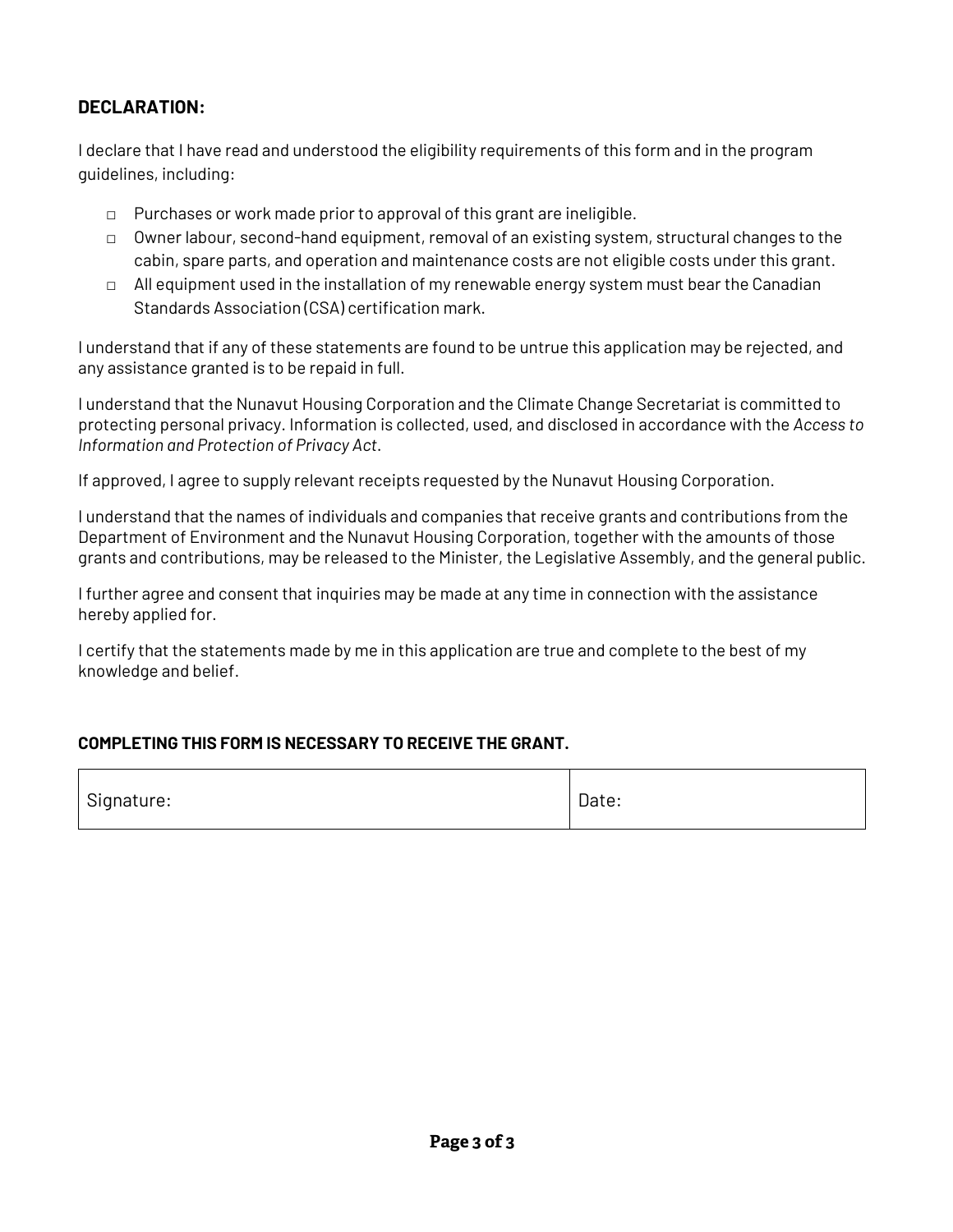### DECLARATION:

I declare that I have read and understood the eligibility requirements of this form and in the program guidelines, including:

- ☐ Purchases or work made prior to approval of this grant are ineligible.
- ☐ Owner labour, second-hand equipment, removal of an existing system, structural changes to the cabin, spare parts, and operation and maintenance costs are not eligible costs under this grant.
- ☐ All equipment used in the installation of my renewable energy system must bear the Canadian Standards Association (CSA) certification mark.

I understand that if any of these statements are found to be untrue this application may be rejected, and any assistance granted is to be repaid in full.

I understand that the Nunavut Housing Corporation and the Climate Change Secretariat is committed to protecting personal privacy. Information is collected, used, and disclosed in accordance with the *Access to Information and Protection of Privacy Act*.

If approved, I agree to supply relevant receipts requested by the Nunavut Housing Corporation.

I understand that the names of individuals and companies that receive grants and contributions from the Department of Environment and the Nunavut Housing Corporation, together with the amounts of those grants and contributions, may be released to the Minister, the Legislative Assembly, and the general public.

I further agree and consent that inquiries may be made at any time in connection with the assistance hereby applied for.

I certify that the statements made by me in this application are true and complete to the best of my knowledge and belief.

**COMPLETING THIS FORM IS NECESSARY TO RECEIVE THE GRANT.**

| | |
|---|---|
| Signature: | Date: |